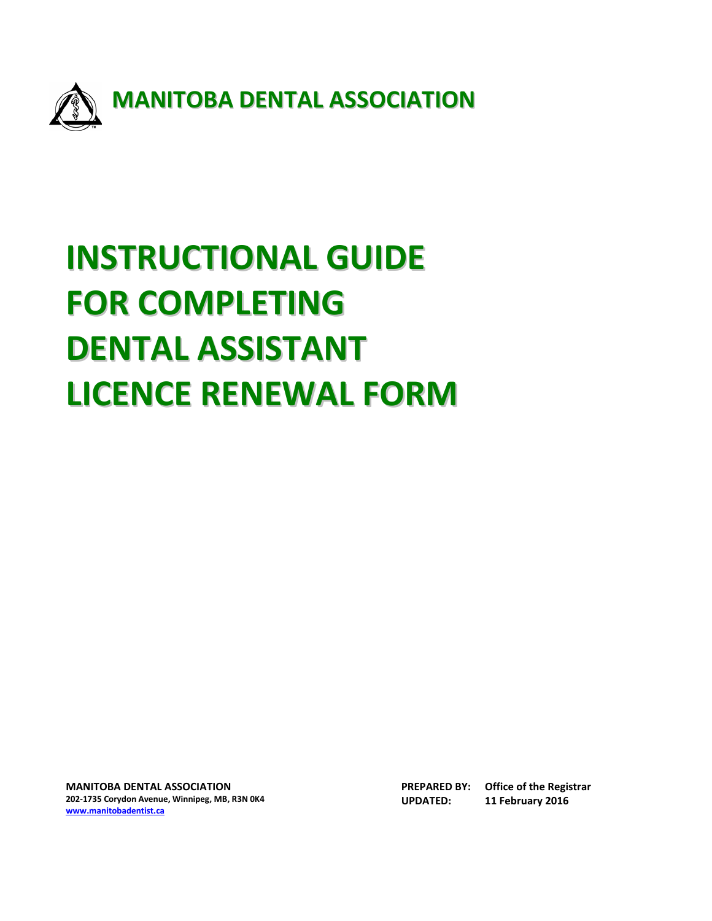**MANITOBA DENTAL ASSOCIATION**

# INSTRUCTIONAL GUIDE FOR COMPLETING DENTAL ASSISTANT LICENCE RENEWAL FORM

**MANITOBA DENTAL ASSOCIATION**
**202-1735 Corydon Avenue, Winnipeg, MB, R3N 0K4**
**www.manitobadentist.ca**

**PREPARED BY:** Office of the Registrar
**UPDATED:** 11 February 2016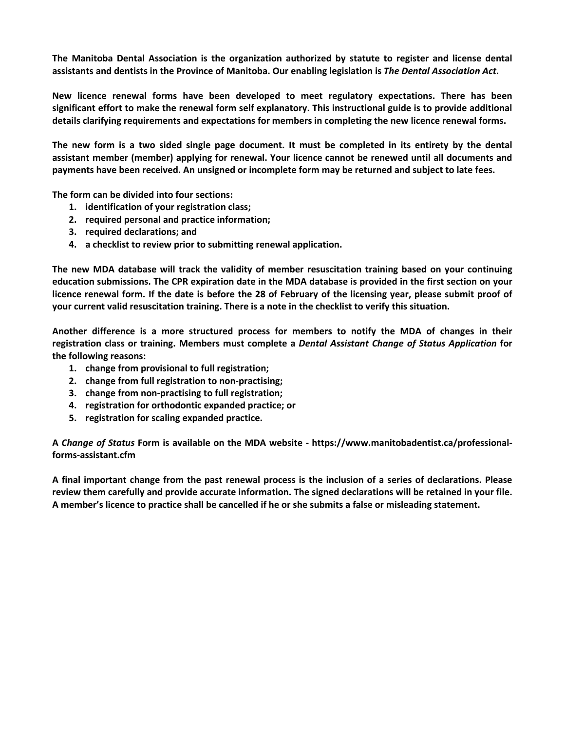**The Manitoba Dental Association is the organization authorized by statute to register and license dental assistants and dentists in the Province of Manitoba. Our enabling legislation is *The Dental Association Act*.**

**New licence renewal forms have been developed to meet regulatory expectations. There has been significant effort to make the renewal form self explanatory. This instructional guide is to provide additional details clarifying requirements and expectations for members in completing the new licence renewal forms.**

**The new form is a two sided single page document. It must be completed in its entirety by the dental assistant member (member) applying for renewal. Your licence cannot be renewed until all documents and payments have been received. An unsigned or incomplete form may be returned and subject to late fees.**

**The form can be divided into four sections:**

1. **identification of your registration class;**
2. **required personal and practice information;**
3. **required declarations; and**
4. **a checklist to review prior to submitting renewal application.**

**The new MDA database will track the validity of member resuscitation training based on your continuing education submissions. The CPR expiration date in the MDA database is provided in the first section on your licence renewal form. If the date is before the 28 of February of the licensing year, please submit proof of your current valid resuscitation training. There is a note in the checklist to verify this situation.**

**Another difference is a more structured process for members to notify the MDA of changes in their registration class or training. Members must complete a *Dental Assistant Change of Status Application* for the following reasons:**

1. **change from provisional to full registration;**
2. **change from full registration to non-practising;**
3. **change from non-practising to full registration;**
4. **registration for orthodontic expanded practice; or**
5. **registration for scaling expanded practice.**

**A *Change of Status* Form is available on the MDA website - https://www.manitobadentist.ca/professional-forms-assistant.cfm**

**A final important change from the past renewal process is the inclusion of a series of declarations. Please review them carefully and provide accurate information. The signed declarations will be retained in your file. A member's licence to practice shall be cancelled if he or she submits a false or misleading statement.**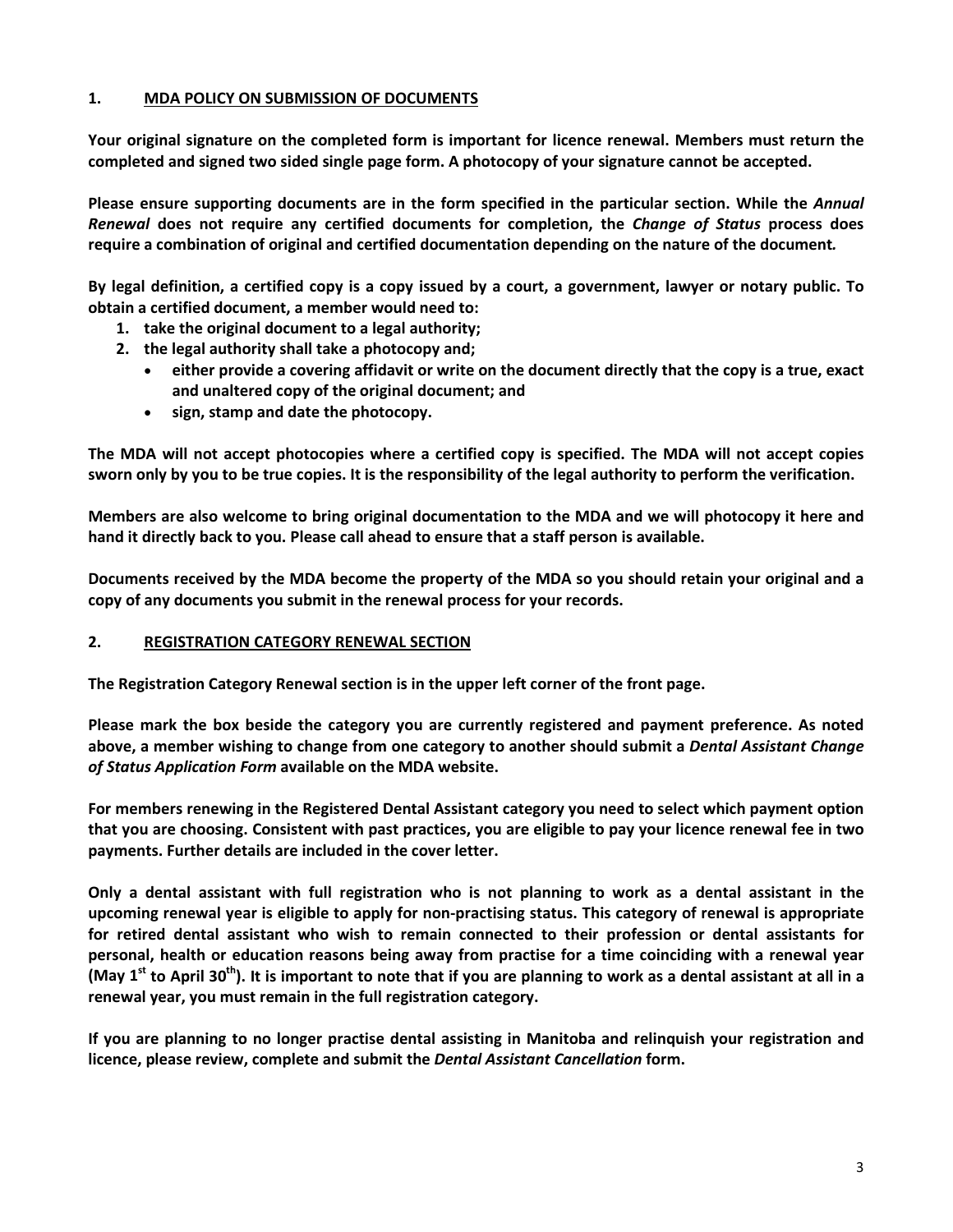## 1. MDA POLICY ON SUBMISSION OF DOCUMENTS

**Your original signature on the completed form is important for licence renewal. Members must return the completed and signed two sided single page form. A photocopy of your signature cannot be accepted.**

**Please ensure supporting documents are in the form specified in the particular section. While the *Annual Renewal* does not require any certified documents for completion, the *Change of Status* process does require a combination of original and certified documentation depending on the nature of the document.**

**By legal definition, a certified copy is a copy issued by a court, a government, lawyer or notary public. To obtain a certified document, a member would need to:**

1. **take the original document to a legal authority;**
2. **the legal authority shall take a photocopy and;**
   - **either provide a covering affidavit or write on the document directly that the copy is a true, exact and unaltered copy of the original document; and**
   - **sign, stamp and date the photocopy.**

**The MDA will not accept photocopies where a certified copy is specified. The MDA will not accept copies sworn only by you to be true copies. It is the responsibility of the legal authority to perform the verification.**

**Members are also welcome to bring original documentation to the MDA and we will photocopy it here and hand it directly back to you. Please call ahead to ensure that a staff person is available.**

**Documents received by the MDA become the property of the MDA so you should retain your original and a copy of any documents you submit in the renewal process for your records.**

## 2. REGISTRATION CATEGORY RENEWAL SECTION

**The Registration Category Renewal section is in the upper left corner of the front page.**

**Please mark the box beside the category you are currently registered and payment preference. As noted above, a member wishing to change from one category to another should submit a *Dental Assistant Change of Status Application Form* available on the MDA website.**

**For members renewing in the Registered Dental Assistant category you need to select which payment option that you are choosing. Consistent with past practices, you are eligible to pay your licence renewal fee in two payments. Further details are included in the cover letter.**

**Only a dental assistant with full registration who is not planning to work as a dental assistant in the upcoming renewal year is eligible to apply for non-practising status. This category of renewal is appropriate for retired dental assistant who wish to remain connected to their profession or dental assistants for personal, health or education reasons being away from practise for a time coinciding with a renewal year (May 1st to April 30th). It is important to note that if you are planning to work as a dental assistant at all in a renewal year, you must remain in the full registration category.**

**If you are planning to no longer practise dental assisting in Manitoba and relinquish your registration and licence, please review, complete and submit the *Dental Assistant Cancellation* form.**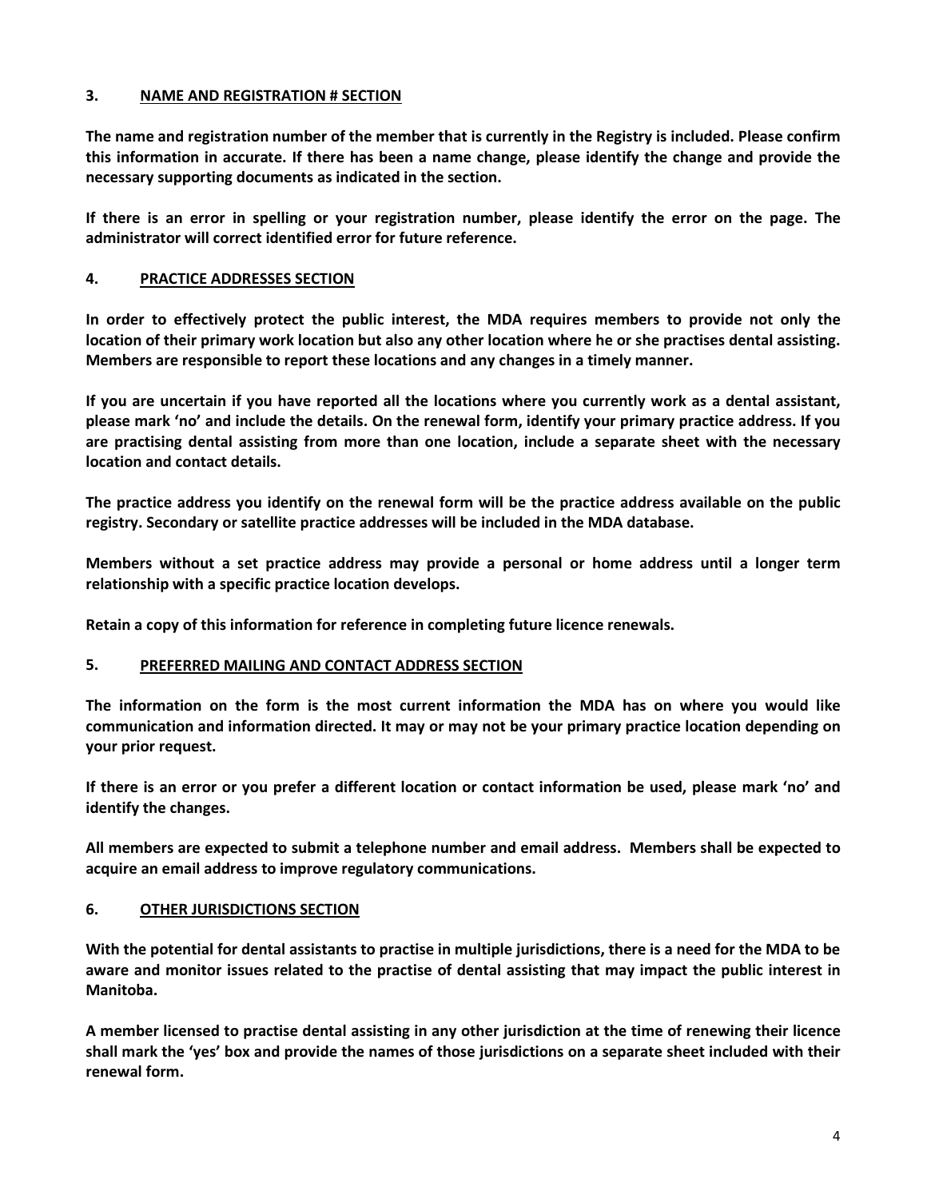### 3. NAME AND REGISTRATION # SECTION

**The name and registration number of the member that is currently in the Registry is included. Please confirm this information in accurate. If there has been a name change, please identify the change and provide the necessary supporting documents as indicated in the section.**

**If there is an error in spelling or your registration number, please identify the error on the page. The administrator will correct identified error for future reference.**

### 4. PRACTICE ADDRESSES SECTION

**In order to effectively protect the public interest, the MDA requires members to provide not only the location of their primary work location but also any other location where he or she practises dental assisting. Members are responsible to report these locations and any changes in a timely manner.**

**If you are uncertain if you have reported all the locations where you currently work as a dental assistant, please mark 'no' and include the details. On the renewal form, identify your primary practice address. If you are practising dental assisting from more than one location, include a separate sheet with the necessary location and contact details.**

**The practice address you identify on the renewal form will be the practice address available on the public registry. Secondary or satellite practice addresses will be included in the MDA database.**

**Members without a set practice address may provide a personal or home address until a longer term relationship with a specific practice location develops.**

**Retain a copy of this information for reference in completing future licence renewals.**

### 5. PREFERRED MAILING AND CONTACT ADDRESS SECTION

**The information on the form is the most current information the MDA has on where you would like communication and information directed. It may or may not be your primary practice location depending on your prior request.**

**If there is an error or you prefer a different location or contact information be used, please mark 'no' and identify the changes.**

**All members are expected to submit a telephone number and email address. Members shall be expected to acquire an email address to improve regulatory communications.**

### 6. OTHER JURISDICTIONS SECTION

**With the potential for dental assistants to practise in multiple jurisdictions, there is a need for the MDA to be aware and monitor issues related to the practise of dental assisting that may impact the public interest in Manitoba.**

**A member licensed to practise dental assisting in any other jurisdiction at the time of renewing their licence shall mark the 'yes' box and provide the names of those jurisdictions on a separate sheet included with their renewal form.**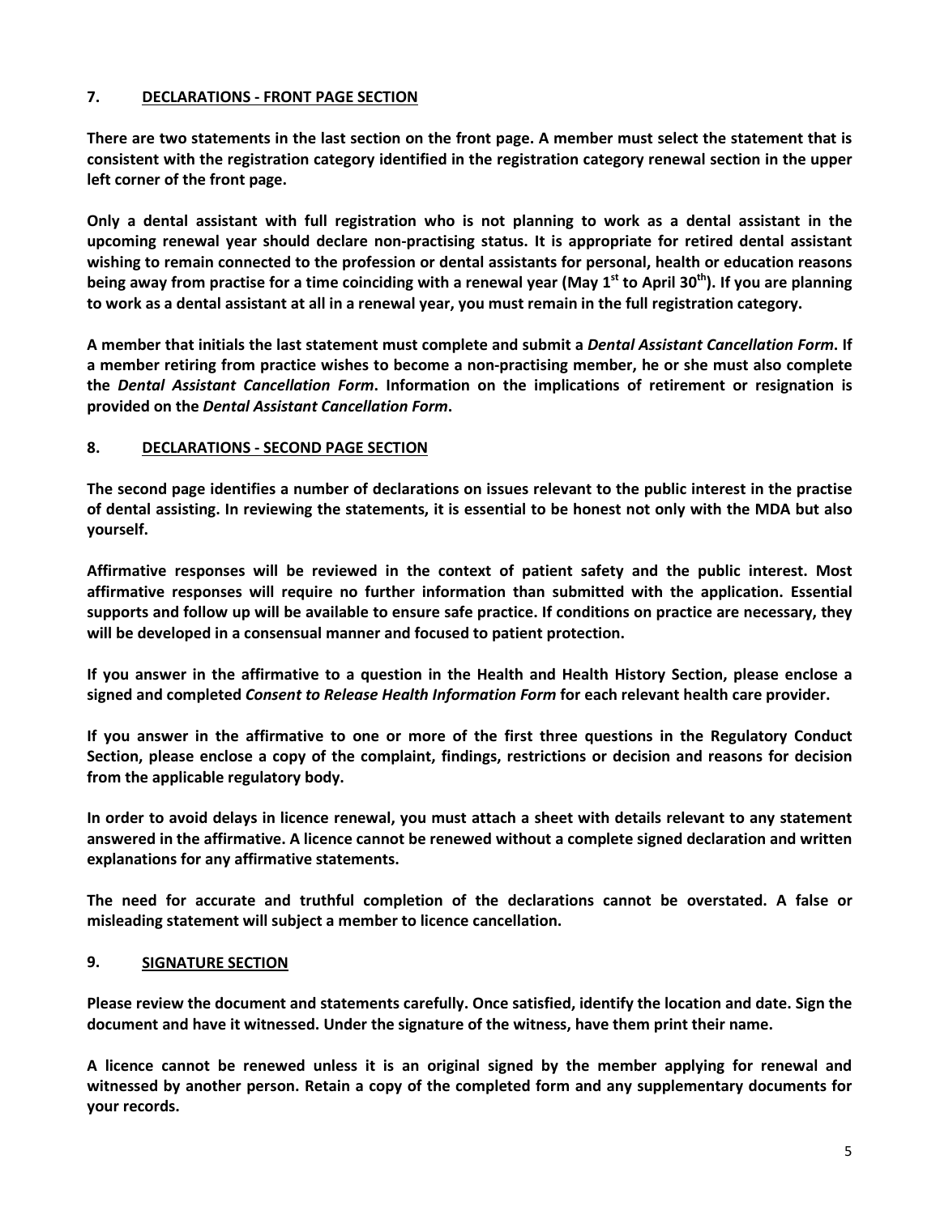## 7. DECLARATIONS - FRONT PAGE SECTION

**There are two statements in the last section on the front page. A member must select the statement that is consistent with the registration category identified in the registration category renewal section in the upper left corner of the front page.**

**Only a dental assistant with full registration who is not planning to work as a dental assistant in the upcoming renewal year should declare non-practising status. It is appropriate for retired dental assistant wishing to remain connected to the profession or dental assistants for personal, health or education reasons being away from practise for a time coinciding with a renewal year (May 1st to April 30th). If you are planning to work as a dental assistant at all in a renewal year, you must remain in the full registration category.**

**A member that initials the last statement must complete and submit a *Dental Assistant Cancellation Form*. If a member retiring from practice wishes to become a non-practising member, he or she must also complete the *Dental Assistant Cancellation Form*. Information on the implications of retirement or resignation is provided on the *Dental Assistant Cancellation Form*.**

## 8. DECLARATIONS - SECOND PAGE SECTION

**The second page identifies a number of declarations on issues relevant to the public interest in the practise of dental assisting. In reviewing the statements, it is essential to be honest not only with the MDA but also yourself.**

**Affirmative responses will be reviewed in the context of patient safety and the public interest. Most affirmative responses will require no further information than submitted with the application. Essential supports and follow up will be available to ensure safe practice. If conditions on practice are necessary, they will be developed in a consensual manner and focused to patient protection.**

**If you answer in the affirmative to a question in the Health and Health History Section, please enclose a signed and completed *Consent to Release Health Information Form* for each relevant health care provider.**

**If you answer in the affirmative to one or more of the first three questions in the Regulatory Conduct Section, please enclose a copy of the complaint, findings, restrictions or decision and reasons for decision from the applicable regulatory body.**

**In order to avoid delays in licence renewal, you must attach a sheet with details relevant to any statement answered in the affirmative. A licence cannot be renewed without a complete signed declaration and written explanations for any affirmative statements.**

**The need for accurate and truthful completion of the declarations cannot be overstated. A false or misleading statement will subject a member to licence cancellation.**

## 9. SIGNATURE SECTION

**Please review the document and statements carefully. Once satisfied, identify the location and date. Sign the document and have it witnessed. Under the signature of the witness, have them print their name.**

**A licence cannot be renewed unless it is an original signed by the member applying for renewal and witnessed by another person. Retain a copy of the completed form and any supplementary documents for your records.**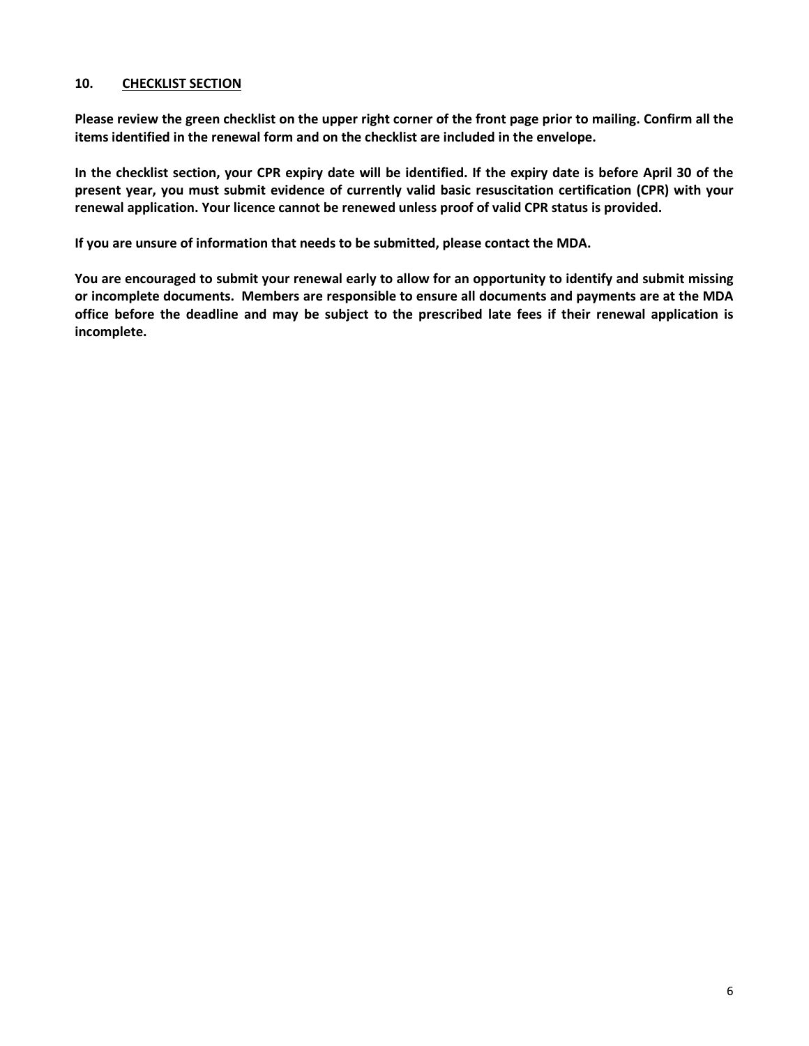## 10. <u>CHECKLIST SECTION</u>

**Please review the green checklist on the upper right corner of the front page prior to mailing. Confirm all the items identified in the renewal form and on the checklist are included in the envelope.**

**In the checklist section, your CPR expiry date will be identified. If the expiry date is before April 30 of the present year, you must submit evidence of currently valid basic resuscitation certification (CPR) with your renewal application. Your licence cannot be renewed unless proof of valid CPR status is provided.**

**If you are unsure of information that needs to be submitted, please contact the MDA.**

**You are encouraged to submit your renewal early to allow for an opportunity to identify and submit missing or incomplete documents. Members are responsible to ensure all documents and payments are at the MDA office before the deadline and may be subject to the prescribed late fees if their renewal application is incomplete.**